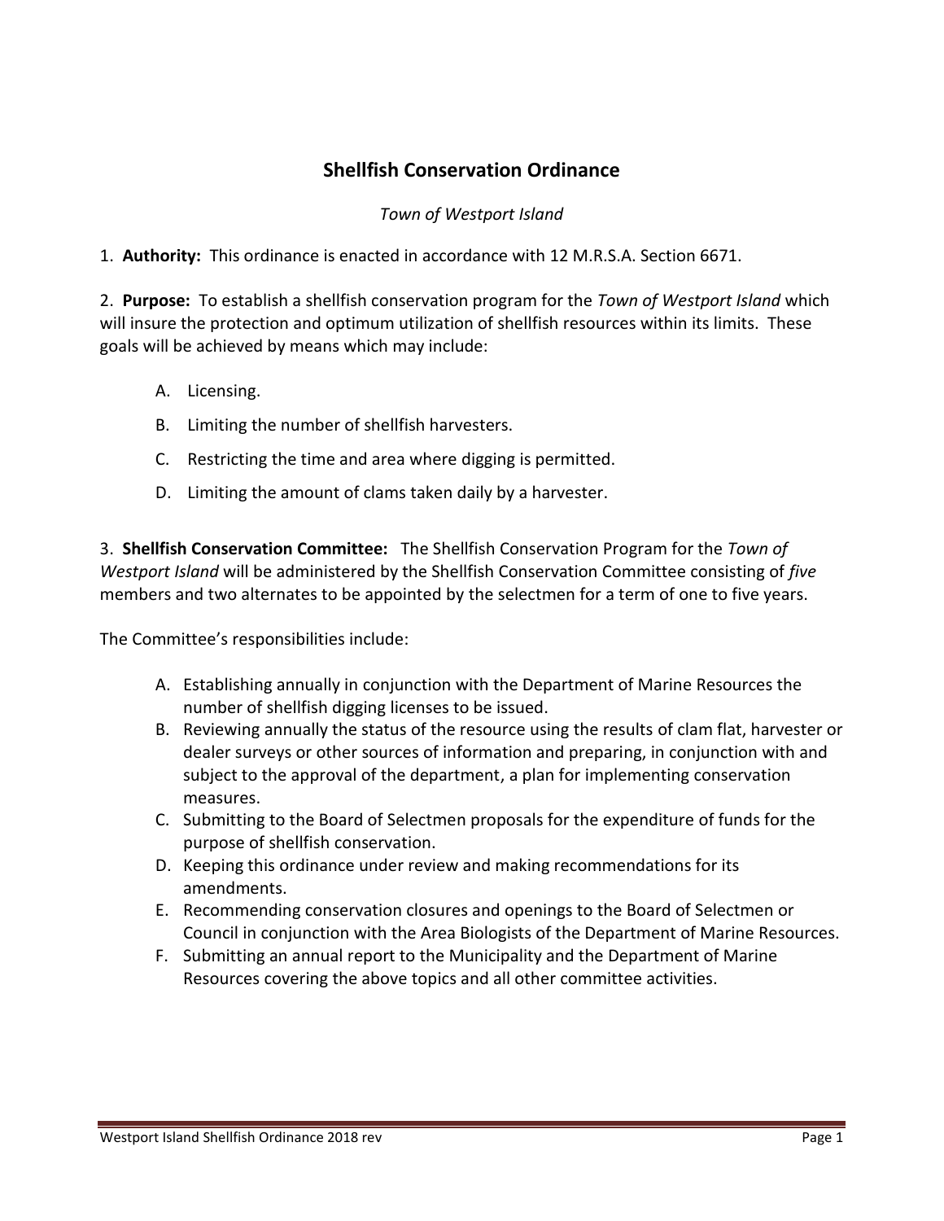# Shellfish Conservation Ordinance

*Town of Westport Island*

1. **Authority:** This ordinance is enacted in accordance with 12 M.R.S.A. Section 6671.

2. **Purpose:** To establish a shellfish conservation program for the *Town of Westport Island* which will insure the protection and optimum utilization of shellfish resources within its limits. These goals will be achieved by means which may include:

   A. Licensing.

   B. Limiting the number of shellfish harvesters.

   C. Restricting the time and area where digging is permitted.

   D. Limiting the amount of clams taken daily by a harvester.

3. **Shellfish Conservation Committee:** The Shellfish Conservation Program for the *Town of Westport Island* will be administered by the Shellfish Conservation Committee consisting of *five* members and two alternates to be appointed by the selectmen for a term of one to five years.

The Committee's responsibilities include:

   A. Establishing annually in conjunction with the Department of Marine Resources the number of shellfish digging licenses to be issued.
   B. Reviewing annually the status of the resource using the results of clam flat, harvester or dealer surveys or other sources of information and preparing, in conjunction with and subject to the approval of the department, a plan for implementing conservation measures.
   C. Submitting to the Board of Selectmen proposals for the expenditure of funds for the purpose of shellfish conservation.
   D. Keeping this ordinance under review and making recommendations for its amendments.
   E. Recommending conservation closures and openings to the Board of Selectmen or Council in conjunction with the Area Biologists of the Department of Marine Resources.
   F. Submitting an annual report to the Municipality and the Department of Marine Resources covering the above topics and all other committee activities.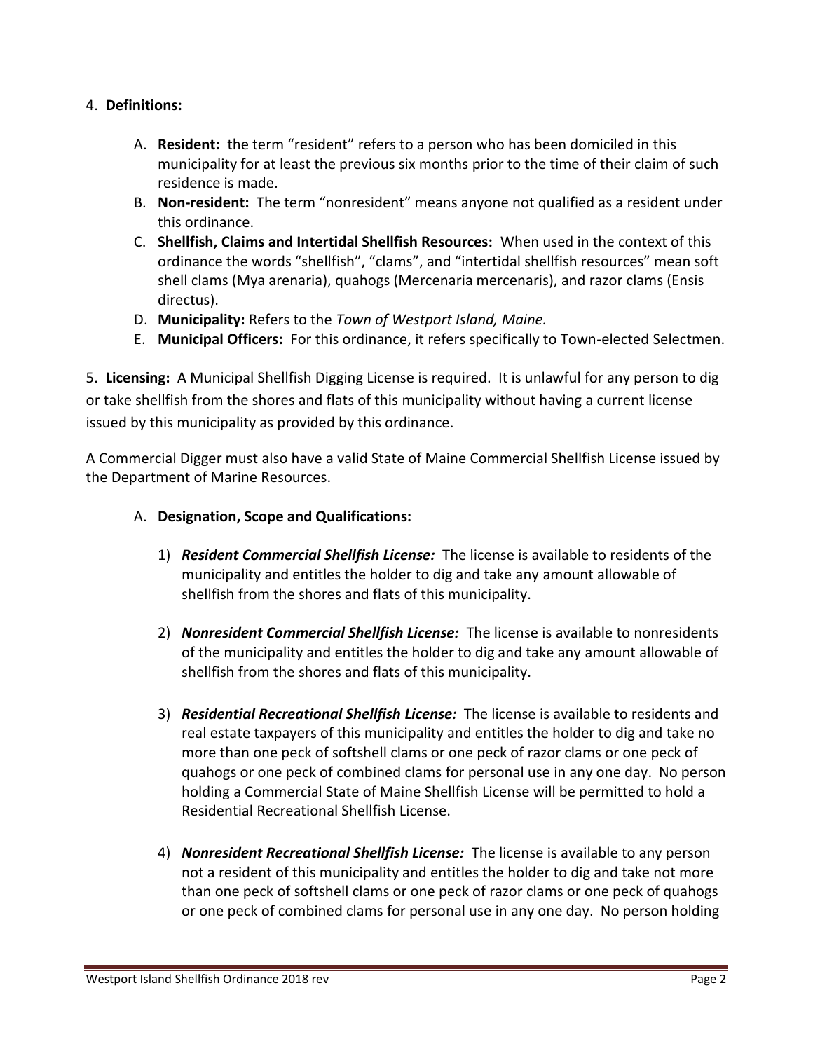4. **Definitions:**

   A. **Resident:** the term "resident" refers to a person who has been domiciled in this municipality for at least the previous six months prior to the time of their claim of such residence is made.

   B. **Non-resident:** The term "nonresident" means anyone not qualified as a resident under this ordinance.

   C. **Shellfish, Claims and Intertidal Shellfish Resources:** When used in the context of this ordinance the words "shellfish", "clams", and "intertidal shellfish resources" mean soft shell clams (Mya arenaria), quahogs (Mercenaria mercenaris), and razor clams (Ensis directus).

   D. **Municipality:** Refers to the *Town of Westport Island, Maine.*

   E. **Municipal Officers:** For this ordinance, it refers specifically to Town-elected Selectmen.

5. **Licensing:** A Municipal Shellfish Digging License is required. It is unlawful for any person to dig or take shellfish from the shores and flats of this municipality without having a current license issued by this municipality as provided by this ordinance.

A Commercial Digger must also have a valid State of Maine Commercial Shellfish License issued by the Department of Marine Resources.

   A. **Designation, Scope and Qualifications:**

      1) ***Resident Commercial Shellfish License:*** The license is available to residents of the municipality and entitles the holder to dig and take any amount allowable of shellfish from the shores and flats of this municipality.

      2) ***Nonresident Commercial Shellfish License:*** The license is available to nonresidents of the municipality and entitles the holder to dig and take any amount allowable of shellfish from the shores and flats of this municipality.

      3) ***Residential Recreational Shellfish License:*** The license is available to residents and real estate taxpayers of this municipality and entitles the holder to dig and take no more than one peck of softshell clams or one peck of razor clams or one peck of quahogs or one peck of combined clams for personal use in any one day. No person holding a Commercial State of Maine Shellfish License will be permitted to hold a Residential Recreational Shellfish License.

      4) ***Nonresident Recreational Shellfish License:*** The license is available to any person not a resident of this municipality and entitles the holder to dig and take not more than one peck of softshell clams or one peck of razor clams or one peck of quahogs or one peck of combined clams for personal use in any one day. No person holding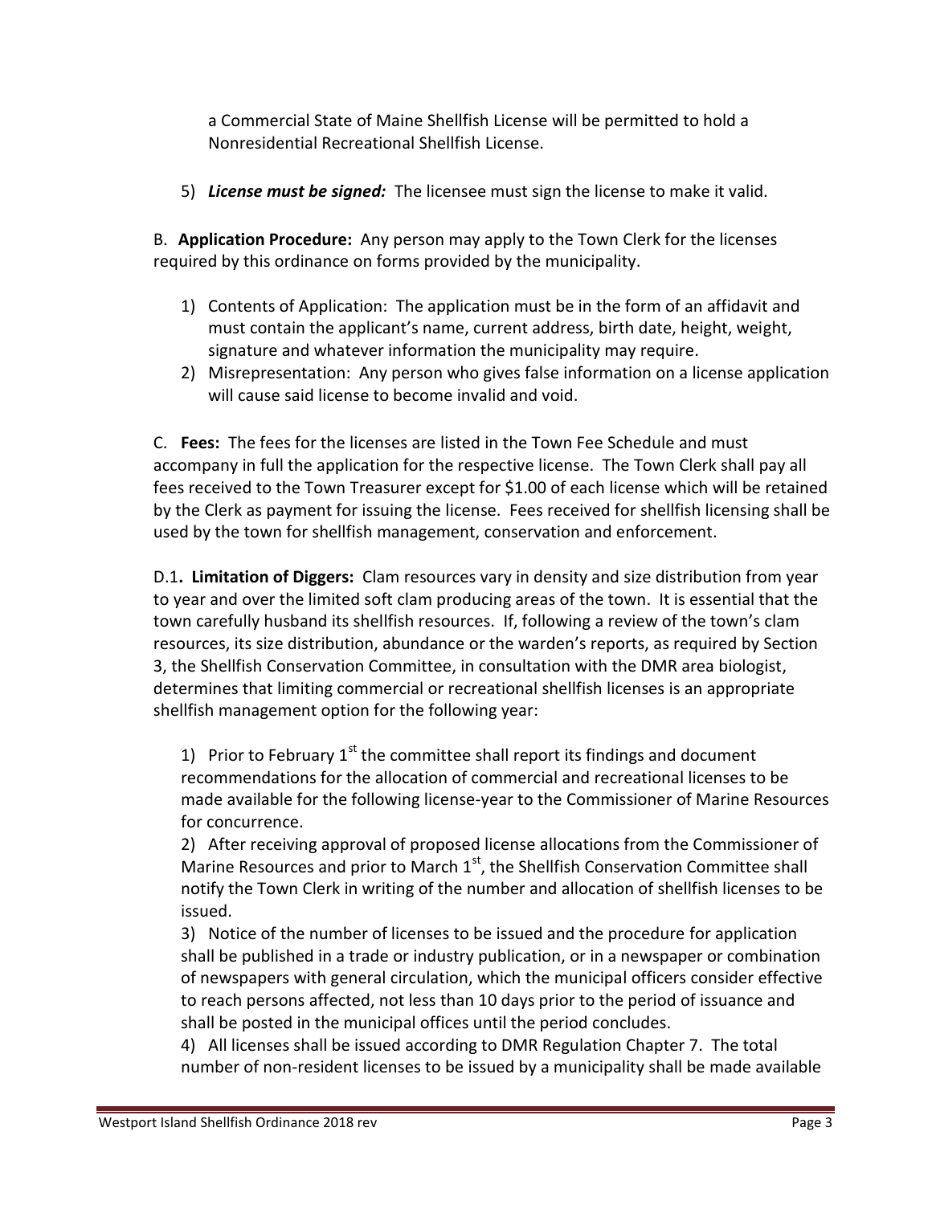a Commercial State of Maine Shellfish License will be permitted to hold a Nonresidential Recreational Shellfish License.

5) ***License must be signed:*** The licensee must sign the license to make it valid.

B. **Application Procedure:** Any person may apply to the Town Clerk for the licenses required by this ordinance on forms provided by the municipality.

1) Contents of Application: The application must be in the form of an affidavit and must contain the applicant's name, current address, birth date, height, weight, signature and whatever information the municipality may require.
2) Misrepresentation: Any person who gives false information on a license application will cause said license to become invalid and void.

C. **Fees:** The fees for the licenses are listed in the Town Fee Schedule and must accompany in full the application for the respective license. The Town Clerk shall pay all fees received to the Town Treasurer except for $1.00 of each license which will be retained by the Clerk as payment for issuing the license. Fees received for shellfish licensing shall be used by the town for shellfish management, conservation and enforcement.

D.1**. Limitation of Diggers:** Clam resources vary in density and size distribution from year to year and over the limited soft clam producing areas of the town. It is essential that the town carefully husband its shellfish resources. If, following a review of the town's clam resources, its size distribution, abundance or the warden's reports, as required by Section 3, the Shellfish Conservation Committee, in consultation with the DMR area biologist, determines that limiting commercial or recreational shellfish licenses is an appropriate shellfish management option for the following year:

1) Prior to February 1st the committee shall report its findings and document recommendations for the allocation of commercial and recreational licenses to be made available for the following license-year to the Commissioner of Marine Resources for concurrence.
2) After receiving approval of proposed license allocations from the Commissioner of Marine Resources and prior to March 1st, the Shellfish Conservation Committee shall notify the Town Clerk in writing of the number and allocation of shellfish licenses to be issued.
3) Notice of the number of licenses to be issued and the procedure for application shall be published in a trade or industry publication, or in a newspaper or combination of newspapers with general circulation, which the municipal officers consider effective to reach persons affected, not less than 10 days prior to the period of issuance and shall be posted in the municipal offices until the period concludes.
4) All licenses shall be issued according to DMR Regulation Chapter 7. The total number of non-resident licenses to be issued by a municipality shall be made available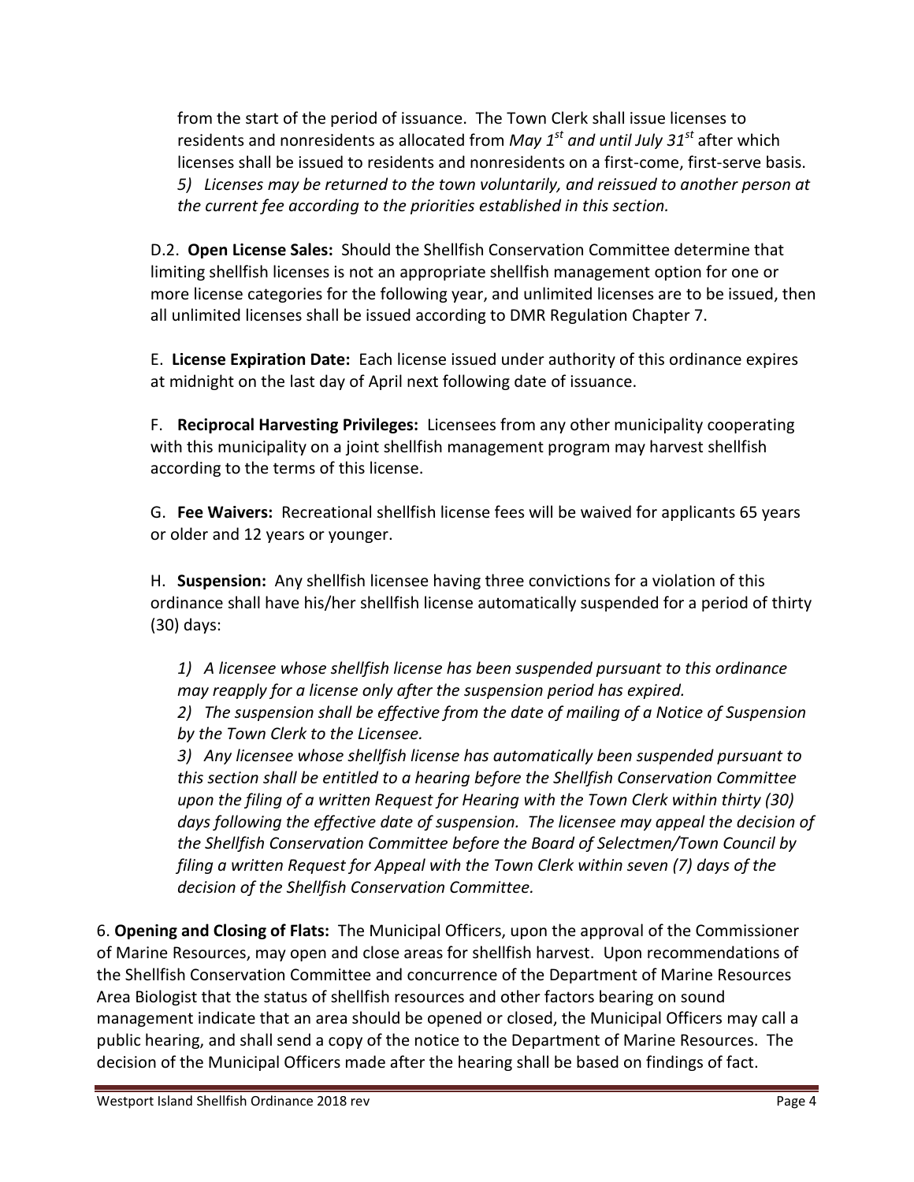from the start of the period of issuance. The Town Clerk shall issue licenses to residents and nonresidents as allocated from *May 1st and until July 31st* after which licenses shall be issued to residents and nonresidents on a first-come, first-serve basis.
*5) Licenses may be returned to the town voluntarily, and reissued to another person at the current fee according to the priorities established in this section.*

D.2. **Open License Sales:** Should the Shellfish Conservation Committee determine that limiting shellfish licenses is not an appropriate shellfish management option for one or more license categories for the following year, and unlimited licenses are to be issued, then all unlimited licenses shall be issued according to DMR Regulation Chapter 7.

E. **License Expiration Date:** Each license issued under authority of this ordinance expires at midnight on the last day of April next following date of issuance.

F. **Reciprocal Harvesting Privileges:** Licensees from any other municipality cooperating with this municipality on a joint shellfish management program may harvest shellfish according to the terms of this license.

G. **Fee Waivers:** Recreational shellfish license fees will be waived for applicants 65 years or older and 12 years or younger.

H. **Suspension:** Any shellfish licensee having three convictions for a violation of this ordinance shall have his/her shellfish license automatically suspended for a period of thirty (30) days:

*1) A licensee whose shellfish license has been suspended pursuant to this ordinance may reapply for a license only after the suspension period has expired.*
*2) The suspension shall be effective from the date of mailing of a Notice of Suspension by the Town Clerk to the Licensee.*
*3) Any licensee whose shellfish license has automatically been suspended pursuant to this section shall be entitled to a hearing before the Shellfish Conservation Committee upon the filing of a written Request for Hearing with the Town Clerk within thirty (30) days following the effective date of suspension. The licensee may appeal the decision of the Shellfish Conservation Committee before the Board of Selectmen/Town Council by filing a written Request for Appeal with the Town Clerk within seven (7) days of the decision of the Shellfish Conservation Committee.*

6. **Opening and Closing of Flats:** The Municipal Officers, upon the approval of the Commissioner of Marine Resources, may open and close areas for shellfish harvest. Upon recommendations of the Shellfish Conservation Committee and concurrence of the Department of Marine Resources Area Biologist that the status of shellfish resources and other factors bearing on sound management indicate that an area should be opened or closed, the Municipal Officers may call a public hearing, and shall send a copy of the notice to the Department of Marine Resources. The decision of the Municipal Officers made after the hearing shall be based on findings of fact.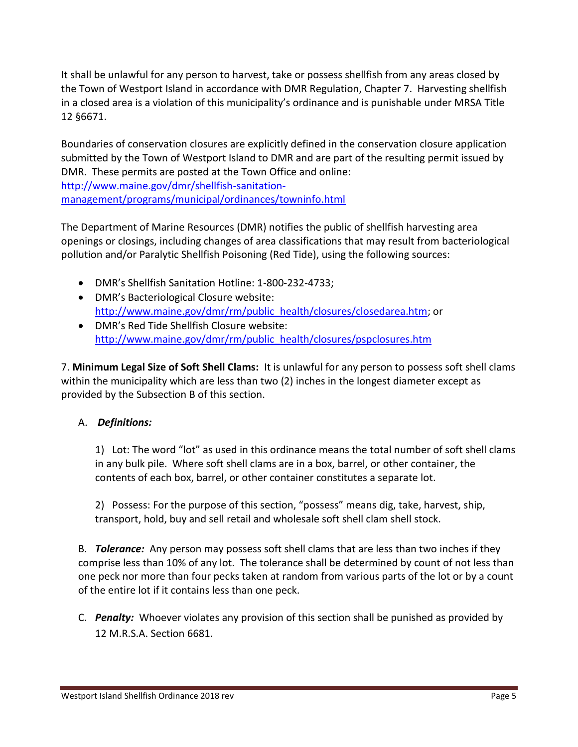It shall be unlawful for any person to harvest, take or possess shellfish from any areas closed by the Town of Westport Island in accordance with DMR Regulation, Chapter 7. Harvesting shellfish in a closed area is a violation of this municipality's ordinance and is punishable under MRSA Title 12 §6671.

Boundaries of conservation closures are explicitly defined in the conservation closure application submitted by the Town of Westport Island to DMR and are part of the resulting permit issued by DMR. These permits are posted at the Town Office and online: [http://www.maine.gov/dmr/shellfish-sanitation-management/programs/municipal/ordinances/towninfo.html](http://www.maine.gov/dmr/shellfish-sanitation-management/programs/municipal/ordinances/towninfo.html)

The Department of Marine Resources (DMR) notifies the public of shellfish harvesting area openings or closings, including changes of area classifications that may result from bacteriological pollution and/or Paralytic Shellfish Poisoning (Red Tide), using the following sources:

- DMR's Shellfish Sanitation Hotline: 1-800-232-4733;
- DMR's Bacteriological Closure website: [http://www.maine.gov/dmr/rm/public_health/closures/closedarea.htm](http://www.maine.gov/dmr/rm/public_health/closures/closedarea.htm); or
- DMR's Red Tide Shellfish Closure website: [http://www.maine.gov/dmr/rm/public_health/closures/pspclosures.htm](http://www.maine.gov/dmr/rm/public_health/closures/pspclosures.htm)

7. **Minimum Legal Size of Soft Shell Clams:** It is unlawful for any person to possess soft shell clams within the municipality which are less than two (2) inches in the longest diameter except as provided by the Subsection B of this section.

A. ***Definitions:***

1) Lot: The word "lot" as used in this ordinance means the total number of soft shell clams in any bulk pile. Where soft shell clams are in a box, barrel, or other container, the contents of each box, barrel, or other container constitutes a separate lot.

2) Possess: For the purpose of this section, "possess" means dig, take, harvest, ship, transport, hold, buy and sell retail and wholesale soft shell clam shell stock.

B. ***Tolerance:*** Any person may possess soft shell clams that are less than two inches if they comprise less than 10% of any lot. The tolerance shall be determined by count of not less than one peck nor more than four pecks taken at random from various parts of the lot or by a count of the entire lot if it contains less than one peck.

C. ***Penalty:*** Whoever violates any provision of this section shall be punished as provided by 12 M.R.S.A. Section 6681.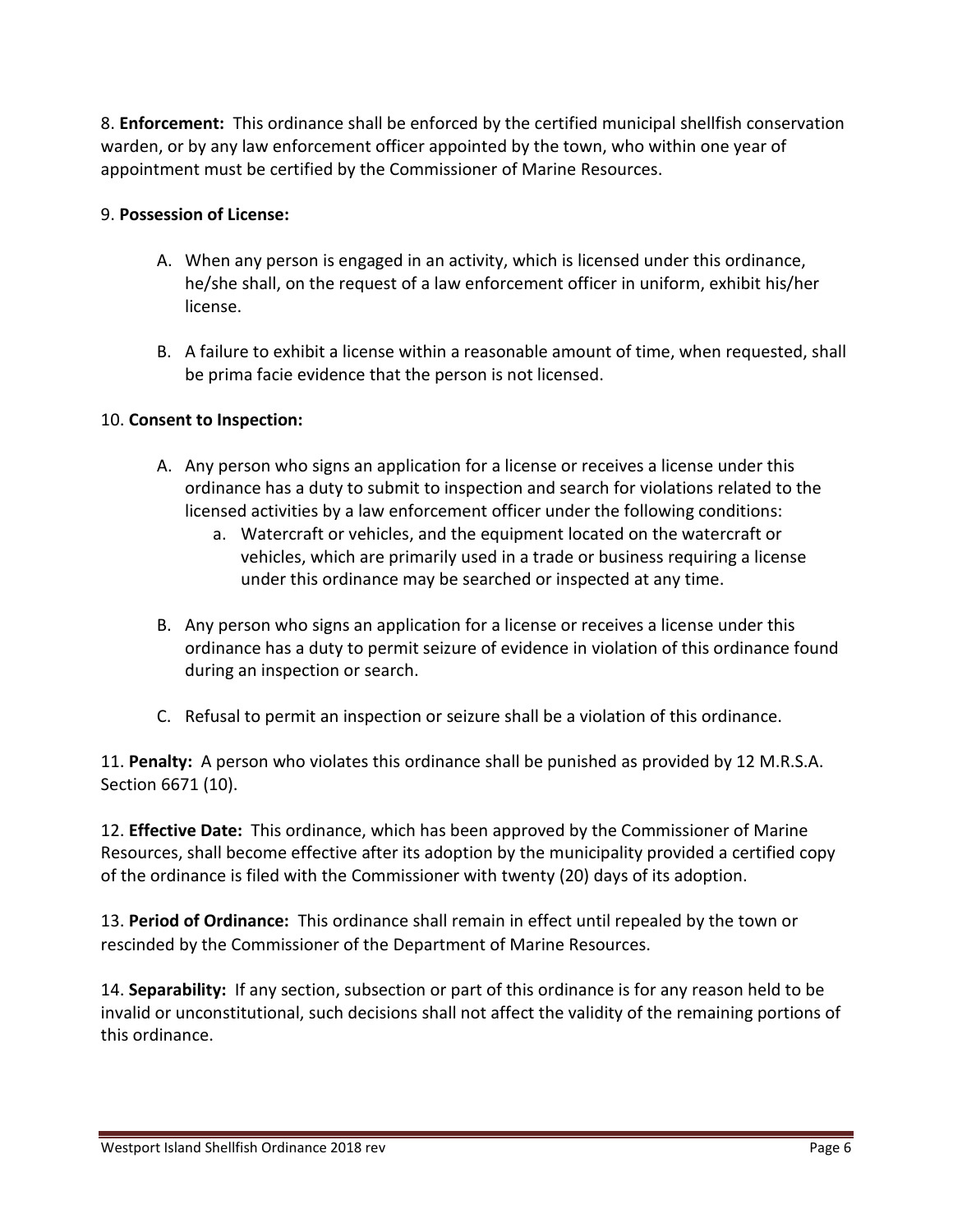8. **Enforcement:** This ordinance shall be enforced by the certified municipal shellfish conservation warden, or by any law enforcement officer appointed by the town, who within one year of appointment must be certified by the Commissioner of Marine Resources.

9. **Possession of License:**

A. When any person is engaged in an activity, which is licensed under this ordinance, he/she shall, on the request of a law enforcement officer in uniform, exhibit his/her license.

B. A failure to exhibit a license within a reasonable amount of time, when requested, shall be prima facie evidence that the person is not licensed.

10. **Consent to Inspection:**

A. Any person who signs an application for a license or receives a license under this ordinance has a duty to submit to inspection and search for violations related to the licensed activities by a law enforcement officer under the following conditions:
   a. Watercraft or vehicles, and the equipment located on the watercraft or vehicles, which are primarily used in a trade or business requiring a license under this ordinance may be searched or inspected at any time.

B. Any person who signs an application for a license or receives a license under this ordinance has a duty to permit seizure of evidence in violation of this ordinance found during an inspection or search.

C. Refusal to permit an inspection or seizure shall be a violation of this ordinance.

11. **Penalty:** A person who violates this ordinance shall be punished as provided by 12 M.R.S.A. Section 6671 (10).

12. **Effective Date:** This ordinance, which has been approved by the Commissioner of Marine Resources, shall become effective after its adoption by the municipality provided a certified copy of the ordinance is filed with the Commissioner with twenty (20) days of its adoption.

13. **Period of Ordinance:** This ordinance shall remain in effect until repealed by the town or rescinded by the Commissioner of the Department of Marine Resources.

14. **Separability:** If any section, subsection or part of this ordinance is for any reason held to be invalid or unconstitutional, such decisions shall not affect the validity of the remaining portions of this ordinance.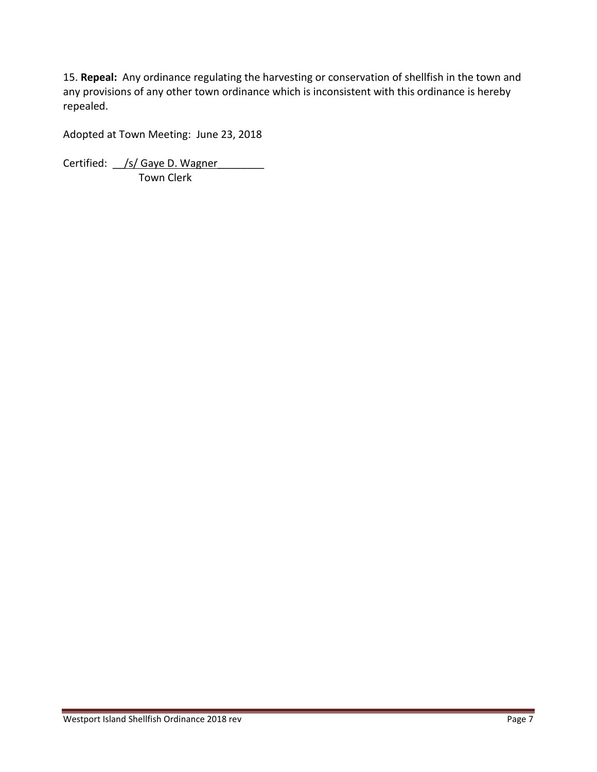15. **Repeal:** Any ordinance regulating the harvesting or conservation of shellfish in the town and any provisions of any other town ordinance which is inconsistent with this ordinance is hereby repealed.

Adopted at Town Meeting: June 23, 2018

Certified: __/s/ Gaye D. Wagner________
Town Clerk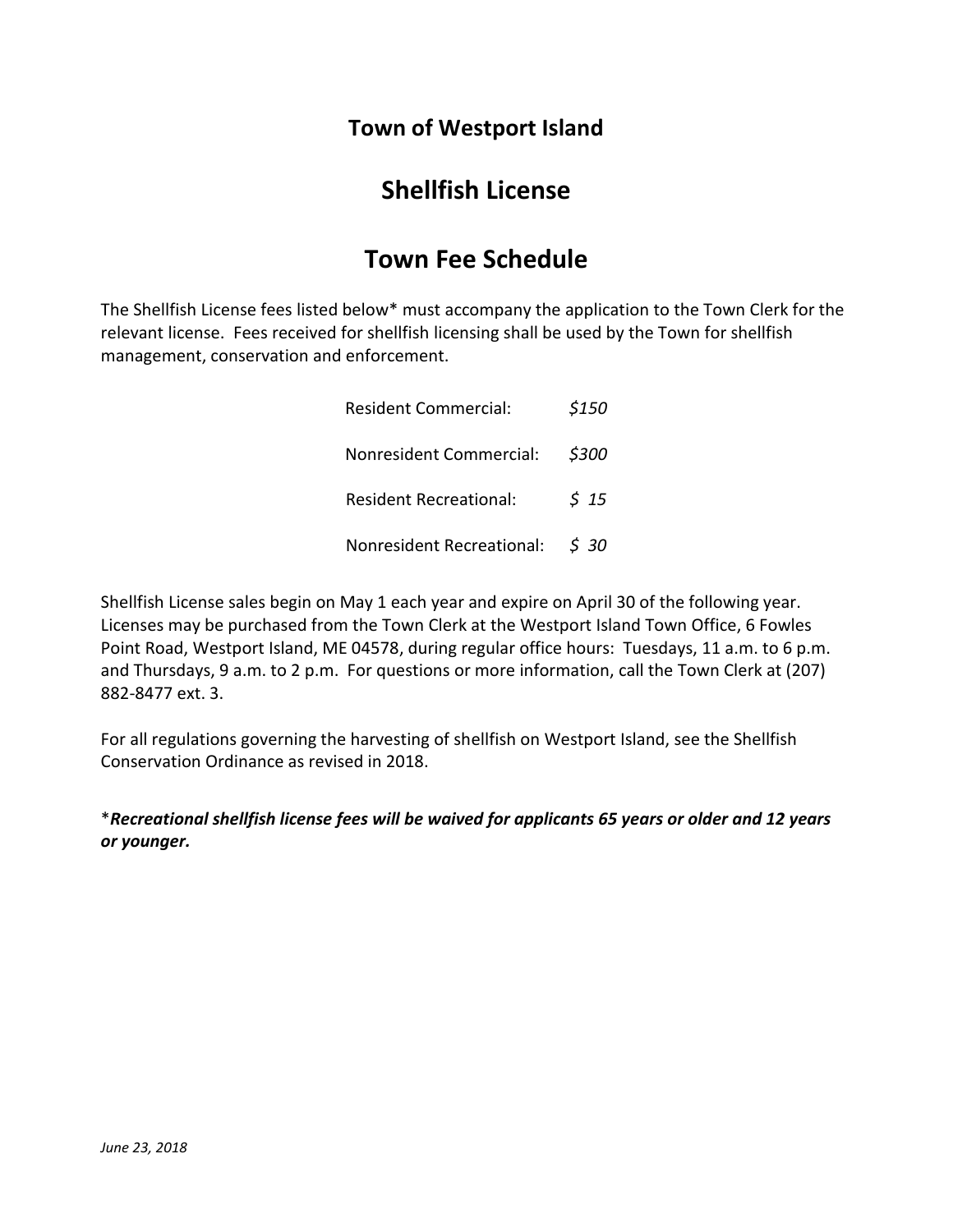## Town of Westport Island

## Shellfish License

## Town Fee Schedule

The Shellfish License fees listed below* must accompany the application to the Town Clerk for the relevant license. Fees received for shellfish licensing shall be used by the Town for shellfish management, conservation and enforcement.

| | |
|---|---|
| Resident Commercial: | *$150* |
| Nonresident Commercial: | *$300* |
| Resident Recreational: | *$ 15* |
| Nonresident Recreational: | *$ 30* |

Shellfish License sales begin on May 1 each year and expire on April 30 of the following year. Licenses may be purchased from the Town Clerk at the Westport Island Town Office, 6 Fowles Point Road, Westport Island, ME 04578, during regular office hours: Tuesdays, 11 a.m. to 6 p.m. and Thursdays, 9 a.m. to 2 p.m. For questions or more information, call the Town Clerk at (207) 882-8477 ext. 3.

For all regulations governing the harvesting of shellfish on Westport Island, see the Shellfish Conservation Ordinance as revised in 2018.

****Recreational shellfish license fees will be waived for applicants 65 years or older and 12 years or younger.***

*June 23, 2018*